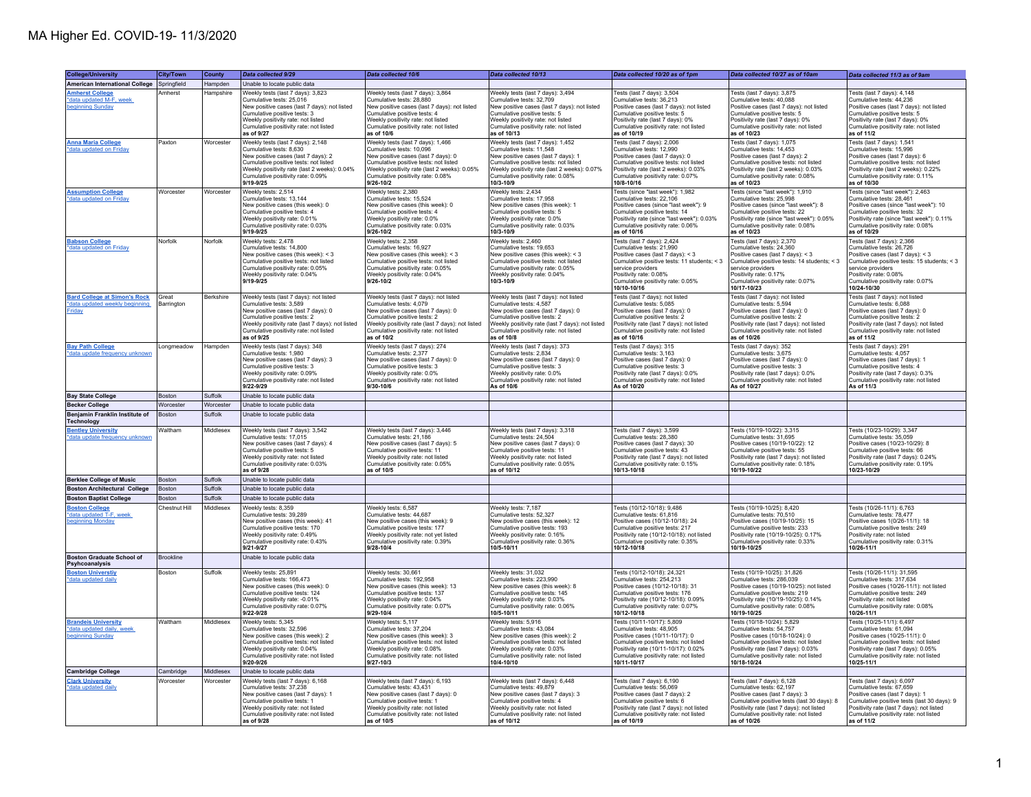# MA Higher Ed. COVID-19- 11/3/2020

| College/University | City/Town | County | Data collected 9/29 | Data collected 10/6 | Data collected 10/13 | Data collected 10/20 as of 1pm | Data collected 10/27 as of 10am | Data collected 11/3 as of 9am |
|---|---|---|---|---|---|---|---|---|
| American International College | Springfield | Hampden | Unable to locate public data | | | | | |
| Amherst College *data updated M-F, week beginning Sunday | Amherst | Hampshire | Weekly tests (last 7 days): 3,823<br>Cumulative tests: 25,016<br>New positive cases (last 7 days): not listed<br>Cumulative positive tests: 3<br>Weekly positivity rate: not listed<br>Cumulative positivity rate: not listed<br>**as of 9/27** | Weekly tests (last 7 days): 3,864<br>Cumulative tests: 28,880<br>New positive cases (last 7 days): not listed<br>Cumulative positive tests: 4<br>Weekly positivity rate: not listed<br>Cumulative positivity rate: not listed<br>**as of 10/6** | Weekly tests (last 7 days): 3,494<br>Cumulative tests: 32,709<br>New positive cases (last 7 days): not listed<br>Cumulative positive tests: 5<br>Weekly positivity rate: not listed<br>Cumulative positivity rate: not listed<br>**as of 10/13** | Tests (last 7 days): 3,504<br>Cumulative tests: 36,213<br>Positive cases (last 7 days): not listed<br>Cumulative positive tests: 5<br>Positivity rate (last 7 days): 0%<br>Cumulative positivity rate: not listed<br>**as of 10/19** | Tests (last 7 days): 3,875<br>Cumulative tests: 40,088<br>Positive cases (last 7 days): not listed<br>Cumulative positive tests: 5<br>Positivity rate (last 7 days): 0%<br>Cumulative positivity rate: not listed<br>**as of 10/23** | Tests (last 7 days): 4,148<br>Cumulative tests: 44,236<br>Positive cases (last 7 days): not listed<br>Cumulative positive tests: 5<br>Positivity rate (last 7 days): 0%<br>Cumulative positivity rate: not listed<br>**as of 11/2** |
| Anna Maria College *data updated on Friday | Paxton | Worcester | Weekly tests (last 7 days): 2,148<br>Cumulative tests: 8,630<br>New positive cases (last 7 days): 2<br>Cumulative positive tests: not listed<br>Weekly positivity rate (last 2 weeks): 0.04%<br>Cumulative positivity rate: 0.09%<br>**9/19-9/25** | Weekly tests (last 7 days): 1,466<br>Cumulative tests: 10,096<br>New positive cases (last 7 days): 0<br>Cumulative positive tests: not listed<br>Weekly positivity rate (last 2 weeks): 0.05%<br>Cumulative positivity rate: 0.08%<br>**9/26-10/2** | Weekly tests (last 7 days): 1,452<br>Cumulative tests: 11,548<br>New positive cases (last 7 days): 1<br>Cumulative positive tests: not listed<br>Weekly positivity rate (last 2 weeks): 0.07%<br>Cumulative positivity rate: 0.08%<br>**10-3-10/9** | Tests (last 7 days): 2,006<br>Cumulative tests: 12,990<br>Positive cases (last 7 days): 0<br>Cumulative positive tests: not listed<br>Positivity rate (last 2 weeks): 0.03%<br>Cumulative positivity rate: 0.07%<br>**10/8-10/16** | Tests (last 7 days): 1,075<br>Cumulative tests: 14,453<br>Positive cases (last 7 days): 2<br>Cumulative positive tests: not listed<br>Positivity rate (last 2 weeks): 0.03%<br>Cumulative positivity rate: 0.08%<br>**as of 10/23** | Tests (last 7 days): 1,541<br>Cumulative tests: 15,996<br>Positive cases (last 7 days): 6<br>Cumulative positive tests: not listed<br>Positivity rate (last 2 weeks): 0.22%<br>Cumulative positivity rate: 0.11%<br>**as of 10/30** |
| Assumption College *data updated on Friday | Worcester | Worcester | Weekly tests: 2,514<br>Cumulative tests: 13,144<br>New positive cases (this week): 0<br>Cumulative positive tests: 4<br>Weekly positivity rate: 0.01%<br>Cumulative positivity rate: 0.03%<br>**9/19-9/25** | Weekly tests: 2,380<br>Cumulative tests: 15,524<br>New positive cases (this week): 0<br>Cumulative positive tests: 4<br>Weekly positivity rate: 0.0%<br>Cumulative positivity rate: 0.03%<br>**9/26-10/2** | Weekly tests: 2,434<br>Cumulative tests: 17,958<br>New positive cases (this week): 1<br>Cumulative positive tests: 5<br>Weekly positivity rate: 0.0%<br>Cumulative positivity rate: 0.03%<br>**10/3-10/9** | Tests (since "last week"): 1,982<br>Cumulative tests: 22,106<br>Positive cases (since "last week"): 9<br>Cumulative positive tests: 14<br>Positivity rate (since "last week"): 0.03%<br>Cumulative positivity rate: 0.06%<br>**as of 10/16** | Tests (since "last week"): 1,910<br>Cumulative tests: 25,998<br>Positive cases (since "last week"): 8<br>Cumulative positive tests: 22<br>Positivity rate (since "last week"): 0.05%<br>Cumulative positivity rate: 0.08%<br>**as of 10/23** | Tests (since "last week"): 2,463<br>Cumulative tests: 28,461<br>Positive cases (since "last week"): 10<br>Cumulative positive tests: 32<br>Positivity rate (since "last week"): 0.11%<br>Cumulative positivity rate: 0.08%<br>**as of 10/29** |
| Babson College *data updated on Friday | Norfolk | Norfolk | Weekly tests: 2,478<br>Cumulative tests: 14,800<br>New positive cases (this week): < 3<br>Cumulative positive tests: not listed<br>Cumulative positivity rate: 0.05%<br>Weekly positivity rate: 0.04%<br>**9/19-9/25** | Weekly tests: 2,358<br>Cumulative tests: 16,927<br>New positive cases (this week): < 3<br>Cumulative positive tests: not listed<br>Cumulative positivity rate: 0.05%<br>Weekly positivity rate: 0.04%<br>**9/26-10/2** | Weekly tests: 2,460<br>Cumulative tests: 19,653<br>New positive cases (this week): < 3<br>Cumulative positive tests: not listed<br>Cumulative positivity rate: 0.05%<br>Weekly positivity rate: 0.04%<br>**10/3-10/9** | Tests (last 7 days): 2,424<br>Cumulative tests: 21,990<br>Positive cases (last 7 days): < 3<br>Cumulative positive tests: 11 students; < 3 service providers<br>Positivity rate: 0.08%<br>Cumulative positivity rate: 0.05%<br>**10/10-10/16** | Tests (last 7 days): 2,370<br>Cumulative tests: 24,360<br>Positive cases (last 7 days): < 3<br>Cumulative positive tests: 14 students; < 3 service providers<br>Positivity rate: 0.17%<br>Cumulative positivity rate: 0.07%<br>**10/17-10/23** | Tests (last 7 days): 2,366<br>Cumulative tests: 26,726<br>Positive cases (last 7 days): < 3<br>Cumulative positive tests: 15 students; < 3 service providers<br>Positivity rate: 0.08%<br>Cumulative positivity rate: 0.07%<br>**10/24-10/30** |
| Bard College at Simon's Rock *data updated weekly beginning Friday | Great Barrington | Berkshire | Weekly tests (last 7 days): not listed<br>Cumulative tests: 3,589<br>New positive cases (last 7 days): 0<br>Cumulative positive tests: 2<br>Weekly positivity rate (last 7 days): not listed<br>Cumulative positivity rate: not listed<br>**as of 9/25** | Weekly tests (last 7 days): not listed<br>Cumulative tests: 4,079<br>New positive cases (last 7 days): 0<br>Cumulative positive tests: 2<br>Weekly positivity rate (last 7 days): not listed<br>Cumulative positivity rate: not listed<br>**as of 10/2** | Weekly tests (last 7 days): not listed<br>Cumulative tests: 4,587<br>New positive cases (last 7 days): 0<br>Cumulative positive tests: 2<br>Weekly positivity rate (last 7 days): not listed<br>Cumulative positivity rate: not listed<br>**as of 10/8** | Tests (last 7 days): not listed<br>Cumulative tests: 5,085<br>Positive cases (last 7 days): 0<br>Cumulative positive tests: 2<br>Positivity rate (last 7 days): not listed<br>Cumulative positivity rate: not listed<br>**as of 10/16** | Tests (last 7 days): not listed<br>Cumulative tests: 5,594<br>Positive cases (last 7 days): 0<br>Cumulative positive tests: 2<br>Positivity rate (last 7 days): not listed<br>Cumulative positivity rate: not listed<br>**as of 10/26** | Tests (last 7 days): not listed<br>Cumulative tests: 6,088<br>Positive cases (last 7 days): 0<br>Cumulative positive tests: 2<br>Positivity rate (last 7 days): not listed<br>Cumulative positivity rate: not listed<br>**as of 11/2** |
| Bay Path College *data update frequency unknown | Longmeadow | Hampden | Weekly tests (last 7 days): 348<br>Cumulative tests: 1,980<br>New positive cases (last 7 days): 3<br>Cumulative positive tests: 3<br>Weekly positivity rate: 0.09%<br>Cumulative positivity rate: not listed<br>**9/22-9/29** | Weekly tests (last 7 days): 274<br>Cumulative tests: 2,377<br>New positive cases (last 7 days): 0<br>Cumulative positive tests: 3<br>Weekly positivity rate: 0.0%<br>Cumulative positivity rate: not listed<br>**9/30-10/6** | Weekly tests (last 7 days): 373<br>Cumulative tests: 2,834<br>New positive cases (last 7 days): 0<br>Cumulative positive tests: 3<br>Weekly positivity rate: 0.0%<br>Cumulative positivity rate: not listed<br>**As of 10/6** | Tests (last 7 days): 315<br>Cumulative tests: 3,163<br>Positive cases (last 7 days): 0<br>Cumulative positive tests: 3<br>Positivity rate (last 7 days): 0.0%<br>Cumulative positivity rate: not listed<br>**As of 10/20** | Tests (last 7 days): 352<br>Cumulative tests: 3,675<br>Positive cases (last 7 days): 0<br>Cumulative positive tests: 3<br>Positivity rate (last 7 days): 0.0%<br>Cumulative positivity rate: not listed<br>**As of 10/27** | Tests (last 7 days): 291<br>Cumulative tests: 4,057<br>Positive cases (last 7 days): 1<br>Cumulative positive tests: 4<br>Positivity rate (last 7 days): 0.3%<br>Cumulative positivity rate: not listed<br>**As of 11/3** |
| Bay State College | Boston | Suffolk | Unable to locate public data | | | | | |
| Becker College | Worcester | Worcester | Unable to locate public data | | | | | |
| Benjamin Franklin Institute of Technology | Boston | Suffolk | Unable to locate public data | | | | | |
| Bentley University *data update frequency unknown | Waltham | Middlesex | Weekly tests (last 7 days): 3,542<br>Cumulative tests: 17,015<br>New positive cases (last 7 days): 4<br>Cumulative positive tests: 5<br>Weekly positivity rate: not listed<br>Cumulative positivity rate: 0.03%<br>**as of 9/28** | Weekly tests (last 7 days): 3,446<br>Cumulative tests: 21,186<br>New positive cases (last 7 days): 5<br>Cumulative positive tests: 11<br>Weekly positivity rate: not listed<br>Cumulative positivity rate: 0.05%<br>**as of 10/5** | Weekly tests (last 7 days): 3,318<br>Cumulative tests: 24,504<br>New positive cases (last 7 days): 0<br>Cumulative positive tests: 11<br>Weekly positivity rate: not listed<br>Cumulative positivity rate: 0.05%<br>**as of 10/12** | Tests (last 7 days): 3,599<br>Cumulative tests: 28,380<br>Positive cases (last 7 days): 30<br>Cumulative positive tests: 43<br>Positivity rate (last 7 days): not listed<br>Cumulative positivity rate: 0.15%<br>**10/13-10/18** | Tests (10/19-10/22): 3,315<br>Cumulative tests: 31,695<br>Positive cases (10/19-10/22): 12<br>Cumulative positive tests: 55<br>Positivity rate (last 7 days): not listed<br>Cumulative positivity rate: 0.18%<br>**10/19-10/22** | Tests (10/23-10/29): 3,347<br>Cumulative tests: 35,059<br>Positive cases (10/23-10/29): 8<br>Cumulative positive tests: 66<br>Positivity rate (last 7 days): 0.24%<br>Cumulative positivity rate: 0.19%<br>**10/23-10/29** |
| Berklee College of Music | Boston | Suffolk | Unable to locate public data | | | | | |
| Boston Architectural College | Boston | Suffolk | Unable to locate public data | | | | | |
| Boston Baptist College | Boston | Suffolk | Unable to locate public data | | | | | |
| Boston College *data updated T-F, week beginning Monday | Chestnut Hill | Middlesex | Weekly tests: 8,359<br>Cumulative tests: 39,289<br>New positive cases (this week): 41<br>Cumulative positive tests: 170<br>Weekly positivity rate: 0.49%<br>Cumulative positivity rate: 0.43%<br>**9/21-9/27** | Weekly tests: 6,587<br>Cumulative tests: 44,687<br>New positive cases (this week): 9<br>Cumulative positive tests: 177<br>Weekly positivity rate: not yet listed<br>Cumulative positivity rate: 0.39%<br>**9/28-10/4** | Weekly tests: 7,187<br>Cumulative tests: 52,327<br>New positive cases (this week): 12<br>Cumulative positive tests: 193<br>Weekly positivity rate: 0.16%<br>Cumulative positivity rate: 0.36%<br>**10/5-10/11** | Tests (10/12-10/18): 9,486<br>Cumulative tests: 61,816<br>Positive cases (10/12-10/18): 24<br>Cumulative positive tests: 217<br>Positivity rate (10/12-10/18): not listed<br>Cumulative positivity rate: 0.35%<br>**10/12-10/18** | Tests (10/19-10/25): 8,420<br>Cumulative tests: 70,510<br>Positive cases (10/19-10/25): 15<br>Cumulative positive tests: 233<br>Positivity rate (10/19-10/25): 0.17%<br>Cumulative positivity rate: 0.33%<br>**10/19-10/25** | Tests (10/26-11/1): 6,763<br>Cumulative tests: 78,477<br>Positive cases 1(0/26-11/1): 18<br>Cumulative positive tests: 249<br>Positivity rate: not listed<br>Cumulative positivity rate: 0.31%<br>**10/26-11/1** |
| Boston Graduate School of Psyhcoanalysis | Brookline | | Unable to locate public data | | | | | |
| Boston Universtiy *data updated daily | Boston | Suffolk | Weekly tests: 25,891<br>Cumulative tests: 166,473<br>New positive cases (this week): 0<br>Cumulative positive tests: 124<br>Weekly positivity rate: -0.01%<br>Cumulative positivity rate: 0.07%<br>**9/22-9/28** | Weekly tests: 30,661<br>Cumulative tests: 192,958<br>New positive cases (this week): 13<br>Cumulative positive tests: 137<br>Weekly positivity rate: 0.04%<br>Cumulative positivity rate: 0.07%<br>**9/29-10/4** | Weekly tests: 31,032<br>Cumulative tests: 223,990<br>New positive cases (this week): 8<br>Cumulative positive tests: 145<br>Weekly positivity rate: 0.03%<br>Cumulative positivity rate: 0.06%<br>**10/5-10/11** | Tests (10/12-10/18): 24,321<br>Cumulative tests: 254,213<br>Positive cases (10/12-10/18): 31<br>Cumulative positive tests: 176<br>Positivity rate (10/12-10/18): 0.09%<br>Cumulative positivity rate: 0.07%<br>**10/12-10/18** | Tests (10/19-10/25): 31,826<br>Cumulative tests: 286,039<br>Positive cases (10/19-10/25): not listed<br>Cumulative positive tests: 219<br>Positivity rate (10/19-10/25): 0.14%<br>Cumulative positivity rate: 0.08%<br>**10/19-10/25** | Tests (10/26-11/1): 31,595<br>Cumulative tests: 317,634<br>Positive cases (10/26-11/1): not listed<br>Cumulative positive tests: 249<br>Positivity rate: not listed<br>Cumulative positivity rate: 0.08%<br>**10/26-11/1** |
| Brandeis University *data updated daily, week beginning Sunday | Waltham | Middlesex | Weekly tests: 5,345<br>Cumulative tests: 32,596<br>New positive cases (this week): 2<br>Cumulative positive tests: not listed<br>Weekly positivity rate: 0.04%<br>Cumulative positivity rate: not listed<br>**9/20-9/26** | Weekly tests: 5,117<br>Cumulative tests: 37,204<br>New positive cases (this week): 3<br>Cumulative positive tests: not listed<br>Weekly positivity rate: 0.08%<br>Cumulative positivity rate: not listed<br>**9/27-10/3** | Weekly tests: 5,916<br>Cumulative tests: 43,084<br>New positive cases (this week): 2<br>Cumulative positive tests: not listed<br>Weekly positivity rate: 0.03%<br>Cumulative positivity rate: not listed<br>**10/4-10/10** | Tests (10/11-10/17): 5,809<br>Cumulative tests: 48,905<br>Positive cases (10/11-10/17): 0<br>Cumulative positive tests: not listed<br>Positivity rate (10/11-10/17): 0.02%<br>Cumulative positivity rate: not listed<br>**10/11-10/17** | Tests (10/18-10/24): 5,829<br>Cumulative tests: 54,757<br>Positive cases (10/18-10/24): 0<br>Cumulative positive tests: not listed<br>Positivity rate (last 7 days): 0.03%<br>Cumulative positivity rate: not listed<br>**10/18-10/24** | Tests (10/25-11/1): 6,477<br>Cumulative tests: 61,094<br>Positive cases (10/25-11/1): 0<br>Cumulative positive tests: not listed<br>Positivity rate (last 7 days): 0.05%<br>Cumulative positivity rate: not listed<br>**10/25-11/1** |
| Cambridge College | Cambridge | Middlesex | Unable to locate public data | | | | | |
| Clark University *data updated daily | Worcester | Worcester | Weekly tests (last 7 days): 6,168<br>Cumulative tests: 37,238<br>New positive cases (last 7 days): 1<br>Cumulative positive tests: 1<br>Weekly positivity rate: not listed<br>Cumulative positivity rate: not listed<br>**as of 9/28** | Weekly tests (last 7 days): 6,193<br>Cumulative tests: 43,431<br>New positive cases (last 7 days): 0<br>Cumulative positive tests: 1<br>Weekly positivity rate: not listed<br>Cumulative positivity rate: not listed<br>**as of 10/5** | Weekly tests (last 7 days): 6,448<br>Cumulative tests: 49,879<br>New positive cases (last 7 days): 3<br>Cumulative positive tests: 6<br>Weekly positivity rate: not listed<br>Cumulative positivity rate: not listed<br>**as of 10/12** | Tests (last 7 days): 6,190<br>Cumulative tests: 56,069<br>Positive cases (last 7 days): 2<br>Cumulative positive tests: 8<br>Positivity rate (last 7 days): not listed<br>Cumulative positivity rate: not listed<br>**as of 10/19** | Tests (last 7 days): 6,128<br>Cumulative tests: 62,197<br>Positive cases (last 7 days): 3<br>Cumulative positive tests (last 30 days): 8<br>Positivity rate (last 7 days): not listed<br>Cumulative positivity rate: not listed<br>**as of 10/26** | Tests (last 7 days): 6,097<br>Cumulative tests: 67,659<br>Positive cases (last 7 days): 1<br>Cumulative positive tests (last 30 days): 9<br>Positivity rate (last 7 days): not listed<br>Cumulative positivity rate: not listed<br>**as of 11/2** |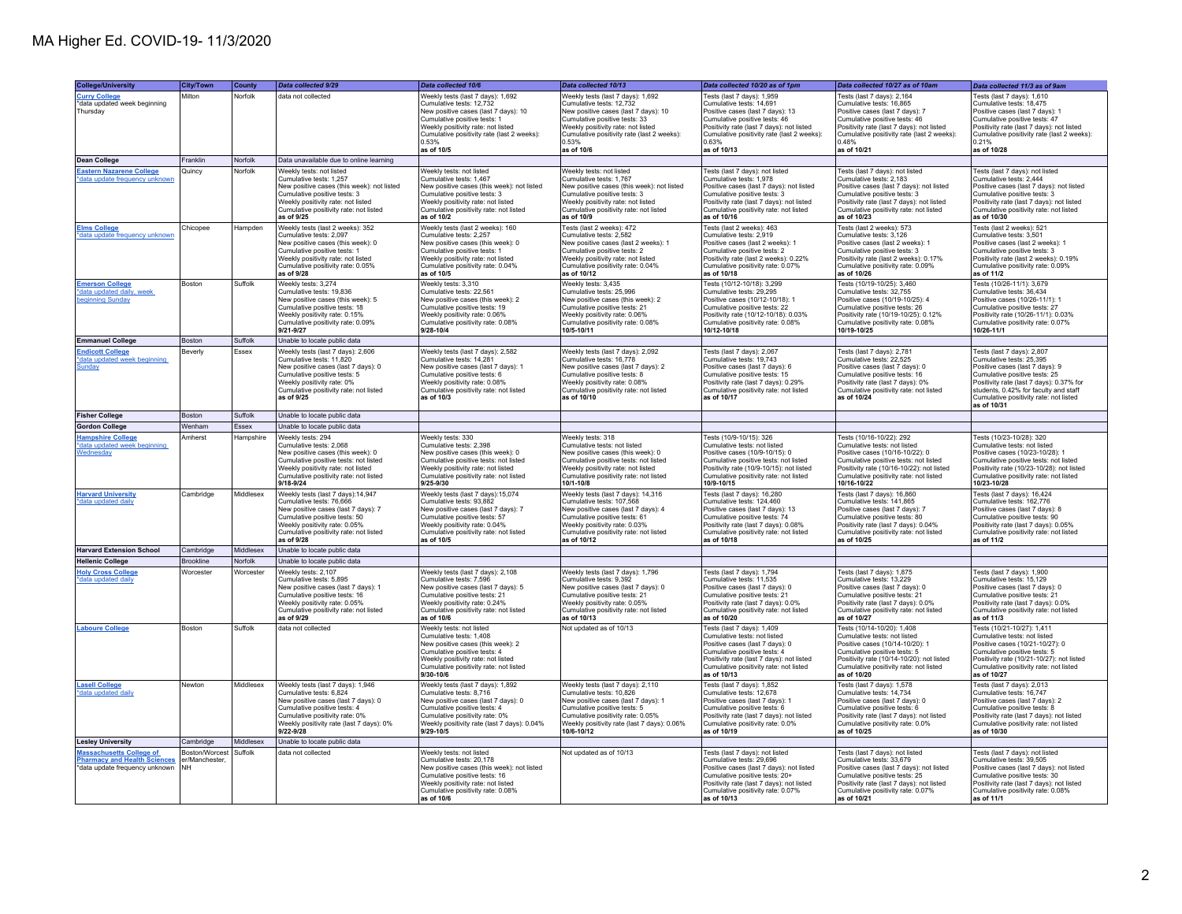# MA Higher Ed. COVID-19- 11/3/2020

| College/University | City/Town | County | Data collected 9/29 | Data collected 10/6 | Data collected 10/13 | Data collected 10/20 as of 1pm | Data collected 10/27 as of 10am | Data collected 11/3 as of 9am |
|---|---|---|---|---|---|---|---|---|
| Curry College *data updated week beginning Thursday | Milton | Norfolk | data not collected | Weekly tests (last 7 days): 1,692 Cumulative tests: 12,732 New positive cases (last 7 days): 10 Cumulative positive tests: 1 Weekly positivity rate: not listed Cumulative positivity rate (last 2 weeks): 0.53% **as of 10/5** | Weekly tests (last 7 days): 1,692 Cumulative tests: 12,732 New positive cases (last 7 days): 10 Cumulative positive tests: 33 Weekly positivity rate: not listed Cumulative positivity rate (last 2 weeks): 0.53% **as of 10/6** | Tests (last 7 days): 1,959 Cumulative tests: 14,691 Positive cases (last 7 days): 13 Cumulative positive tests: 46 Positivity rate (last 7 days): not listed Cumulative positivity rate (last 2 weeks): 0.63% **as of 10/13** | Tests (last 7 days): 2,164 Cumulative tests: 16,865 Positive cases (last 7 days): 7 Cumulative positive tests: 46 Positivity rate (last 7 days): not listed Cumulative positivity rate (last 2 weeks): 0.48% **as of 10/21** | Tests (last 7 days): 1,610 Cumulative tests: 18,475 Positive cases (last 7 days): 1 Cumulative positive tests: 47 Positivity rate (last 7 days): not listed Cumulative positivity rate (last 2 weeks): 0.21% **as of 10/28** |
| **Dean College** | Franklin | Norfolk | Data unavailable due to online learning | | | | | |
| Eastern Nazarene College *data update frequency unknown | Quincy | Norfolk | Weekly tests: not listed Cumulative tests: 1,257 New positive cases (this week): not listed Cumulative positive tests: 3 Weekly positivity rate: not listed Cumulative positivity rate: not listed **as of 9/25** | Weekly tests: not listed Cumulative tests: 1,467 New positive cases (this week): not listed Cumulative positive tests: 3 Weekly positivity rate: not listed Cumulative positivity rate: not listed **as of 10/2** | Weekly tests: not listed Cumulative tests: 1,767 New positive cases (this week): not listed Cumulative positive tests: 3 Weekly positivity rate: not listed Cumulative positivity rate: not listed **as of 10/9** | Tests (last 7 days): not listed Cumulative tests: 1,978 Positive cases (last 7 days): not listed Cumulative positive tests: 3 Positivity rate (last 7 days): not listed Cumulative positivity rate: not listed **as of 10/16** | Tests (last 7 days): not listed Cumulative tests: 2,183 Positive cases (last 7 days): not listed Cumulative positive tests: 3 Positivity rate (last 7 days): not listed Cumulative positivity rate: not listed **as of 10/23** | Tests (last 7 days): not listed Cumulative tests: 2,444 Positive cases (last 7 days): not listed Cumulative positive tests: 3 Positivity rate (last 7 days): not listed Cumulative positivity rate: not listed **as of 10/30** |
| Elms College *data update frequency unknown | Chicopee | Hampden | Weekly tests (last 2 weeks): 352 Cumulative tests: 2,097 New positive cases (this week): 0 Cumulative positive tests: 1 Weekly positivity rate: not listed Cumulative positivity rate: 0.05% **as of 9/28** | Weekly tests (last 2 weeks): 160 Cumulative tests: 2,257 New positive cases (this week): 0 Cumulative positive tests: 1 Weekly positivity rate: not listed Cumulative positivity rate: 0.04% **as of 10/5** | Tests (last 2 weeks): 472 Cumulative tests: 2,582 New positive cases (last 2 weeks): 1 Cumulative positive tests: 2 Weekly positivity rate: not listed Cumulative positivity rate: 0.04% **as of 10/12** | Tests (last 2 weeks): 463 Cumulative tests: 2,919 Positive cases (last 2 weeks): 1 Cumulative positive tests: 2 Positivity rate (last 2 weeks): 0.22% Cumulative positivity rate: 0.07% **as of 10/18** | Tests (last 2 weeks): 573 Cumulative tests: 3,126 Positive cases (last 2 weeks): 1 Cumulative positive tests: 3 Positivity rate (last 2 weeks): 0.17% Cumulative positivity rate: 0.09% **as of 10/26** | Tests (last 2 weeks): 521 Cumulative tests: 3,501 Positive cases (last 2 weeks): 1 Cumulative positive tests: 3 Positivity rate (last 2 weeks): 0.19% Cumulative positivity rate: 0.09% **as of 11/2** |
| Emerson College *data updated daily, week beginning Sunday | Boston | Suffolk | Weekly tests: 3,274 Cumulative tests: 19,836 New positive cases (this week): 5 Cumulative positive tests: 18 Weekly positivity rate: 0.15% Cumulative positivity rate: 0.09% **9/21-9/27** | Weekly tests: 3,310 Cumulative tests: 22,561 New positive cases (this week): 2 Cumulative positive tests: 19 Weekly positivity rate: 0.06% Cumulative positivity rate: 0.08% **9/28-10/4** | Weekly tests: 3,435 Cumulative tests: 25,996 New positive cases (this week): 2 Cumulative positive tests: 21 Weekly positivity rate: 0.06% Cumulative positivity rate: 0.08% **10/5-10/11** | Tests (10/12-10/18): 3,299 Cumulative tests: 29,295 Positive cases (10/12-10/18): 1 Cumulative positive tests: 22 Positivity rate (10/12-10/18): 0.03% Cumulative positivity rate: 0.08% **10/12-10/18** | Tests (10/19-10/25): 3,460 Cumulative tests: 32,755 Positive cases (10/19-10/25): 4 Cumulative positive tests: 26 Positivity rate (10/19-10/25): 0.12% Cumulative positivity rate: 0.08% **10/19-10/25** | Tests (10/26-11/1): 3,679 Cumulative tests: 36,434 Positive cases (10/26-11/1): 1 Cumulative positive tests: 27 Positivity rate (10/26-11/1): 0.03% Cumulative positivity rate: 0.07% **10/26-11/1** |
| **Emmanuel College** | Boston | Suffolk | Unable to locate public data | | | | | |
| Endicott College *data updated week beginning Sunday | Beverly | Essex | Weekly tests (last 7 days): 2,606 Cumulative tests: 11,820 New positive cases (last 7 days): 0 Cumulative positive tests: 5 Weekly positivity rate: 0% Cumulative positivity rate: not listed **as of 9/25** | Weekly tests (last 7 days): 2,582 Cumulative tests: 14,281 New positive cases (last 7 days): 1 Cumulative positive tests: 6 Weekly positivity rate: 0.08% Cumulative positivity rate: not listed **as of 10/3** | Weekly tests (last 7 days): 2,092 Cumulative tests: 16,778 New positive cases (last 7 days): 2 Cumulative positive tests: 8 Weekly positivity rate: 0.08% Cumulative positivity rate: not listed **as of 10/10** | Tests (last 7 days): 2,067 Cumulative tests: 19,743 Positive cases (last 7 days): 6 Cumulative positive tests: 15 Positivity rate (last 7 days): 0.29% Cumulative positivity rate: not listed **as of 10/17** | Tests (last 7 days): 2,781 Cumulative tests: 22,525 Positive cases (last 7 days): 0 Cumulative positive tests: 16 Positivity rate (last 7 days): 0% Cumulative positivity rate: not listed **as of 10/24** | Tests (last 7 days): 2,807 Cumulative tests: 25,395 Positive cases (last 7 days): 9 Cumulative positive tests: 25 Positivity rate (last 7 days): 0.37% for students, 0.42% for faculty and staff Cumulative positivity rate: not listed **as of 10/31** |
| **Fisher College** | Boston | Suffolk | Unable to locate public data | | | | | |
| **Gordon College** | Wenham | Essex | Unable to locate public data | | | | | |
| Hampshire College *data updated week beginning Wednesday | Amherst | Hampshire | Weekly tests: 294 Cumulative tests: 2,068 New positive cases (this week): 0 Cumulative positive tests: not listed Weekly positivity rate: not listed Cumulative positivity rate: not listed **9/18-9/24** | Weekly tests: 330 Cumulative tests: 2,398 New positive cases (this week): 0 Cumulative positive tests: not listed Weekly positivity rate: not listed Cumulative positivity rate: not listed **9/25-9/30** | Weekly tests: 318 Cumulative tests: not listed New positive cases (this week): 0 Cumulative positive tests: not listed Weekly positivity rate: not listed Cumulative positivity rate: not listed **10/1-10/8** | Tests (10/9-10/15): 326 Cumulative tests: not listed Positive cases (10/9-10/15): 0 Cumulative positive tests: not listed Positivity rate (10/9-10/15): not listed Cumulative positivity rate: not listed **10/9-10/15** | Tests (10/16-10/22): 292 Cumulative tests: not listed Positive cases (10/16-10/22): 0 Cumulative positive tests: not listed Positivity rate (10/16-10/22): not listed Cumulative positivity rate: not listed **10/16-10/22** | Tests (10/23-10/28): 320 Cumulative tests: not listed Positive cases (10/23-10/28): 1 Cumulative positive tests: not listed Positivity rate (10/23-10/28): not listed Cumulative positivity rate: not listed **10/23-10/28** |
| Harvard University *data updated daily | Cambridge | Middlesex | Weekly tests (last 7 days):14,947 Cumulative tests: 76,666 New positive cases (last 7 days): 7 Cumulative positive tests: 50 Weekly positivity rate: 0.05% Cumulative positivity rate: not listed **as of 9/28** | Weekly tests (last 7 days):15,074 Cumulative tests: 93,882 New positive cases (last 7 days): 7 Cumulative positive tests: 57 Weekly positivity rate: 0.04% Cumulative positivity rate: not listed **as of 10/5** | Weekly tests (last 7 days): 14,316 Cumulative tests: 107,568 New positive cases (last 7 days): 4 Cumulative positive tests: 61 Weekly positivity rate: 0.03% Cumulative positivity rate: not listed **as of 10/12** | Tests (last 7 days): 16,280 Cumulative tests: 124,460 Positive cases (last 7 days): 13 Cumulative positive tests: 74 Positivity rate (last 7 days): 0.08% Cumulative positivity rate: not listed **as of 10/18** | Tests (last 7 days): 16,860 Cumulative tests: 141,865 Positive cases (last 7 days): 7 Cumulative positive tests: 80 Positivity rate (last 7 days): 0.04% Cumulative positivity rate: not listed **as of 10/25** | Tests (last 7 days): 16,424 Cumulative tests: 162,776 Positive cases (last 7 days): 8 Cumulative positive tests: 90 Positivity rate (last 7 days): 0.05% Cumulative positivity rate: not listed **as of 11/2** |
| **Harvard Extension School** | Cambridge | Middlesex | Unable to locate public data | | | | | |
| **Hellenic College** | Brookline | Norfolk | Unable to locate public data | | | | | |
| Holy Cross College *data updated daily | Worcester | Worcester | Weekly tests: 2,107 Cumulative tests: 5,895 New positive cases (last 7 days): 1 Cumulative positive tests: 16 Weekly positivity rate: 0.05% Cumulative positivity rate: not listed **as of 9/29** | Weekly tests (last 7 days): 2,108 Cumulative tests: 7,596 New positive cases (last 7 days): 5 Cumulative positive tests: 21 Weekly positivity rate: 0.24% Cumulative positivity rate: not listed **as of 10/6** | Weekly tests (last 7 days): 1,796 Cumulative tests: 9,392 New positive cases (last 7 days): 0 Cumulative positive tests: 21 Weekly positivity rate: 0.05% Cumulative positivity rate: not listed **as of 10/13** | Tests (last 7 days): 1,794 Cumulative tests: 11,535 Positive cases (last 7 days): 0 Cumulative positive tests: 21 Positivity rate (last 7 days): 0.0% Cumulative positivity rate: not listed **as of 10/20** | Tests (last 7 days): 1,875 Cumulative tests: 13,229 Positive cases (last 7 days): 0 Cumulative positive tests: 21 Positivity rate (last 7 days): 0.0% Cumulative positivity rate: not listed **as of 10/27** | Tests (last 7 days): 1,900 Cumulative tests: 15,129 Positive cases (last 7 days): 0 Cumulative positive tests: 21 Positivity rate (last 7 days): 0.0% Cumulative positivity rate: not listed **as of 11/3** |
| Laboure College | Boston | Suffolk | data not collected | Weekly tests: not listed Cumulative tests: 1,408 New positive cases (this week): 2 Cumulative positive tests: 4 Weekly positivity rate: not listed Cumulative positivity rate: not listed **9/30-10/6** | Not updated as of 10/13 | Tests (last 7 days): 1,409 Cumulative tests: not listed Positive cases (last 7 days): 0 Cumulative positive tests: 4 Positivity rate (last 7 days): not listed Cumulative positivity rate: not listed **as of 10/13** | Tests (10/14-10/20): 1,408 Cumulative tests: not listed Positive cases (10/14-10/20): 1 Cumulative positive tests: 5 Positivity rate (10/14-10/20): not listed Cumulative positivity rate: not listed **as of 10/20** | Tests (10/21-10/27): 1,411 Cumulative tests: not listed Positive cases (10/21-10/27): 0 Cumulative positive tests: 5 Positivity rate (10/21-10/27): not listed Cumulative positivity rate: not listed **as of 10/27** |
| Lasell College *data updated daily | Newton | Middlesex | Weekly tests (last 7 days): 1,946 Cumulative tests: 6,824 New positive cases (last 7 days): 0 Cumulative positive tests: 4 Cumulative positivity rate: 0% Weekly positivity rate (last 7 days): 0% **9/22-9/28** | Weekly tests (last 7 days): 1,892 Cumulative tests: 8,716 New positive cases (last 7 days): 0 Cumulative positive tests: 4 Cumulative positivity rate: 0% Weekly positivity rate (last 7 days): 0.04% **9/29-10/5** | Weekly tests (last 7 days): 2,110 Cumulative tests: 10,826 New positive cases (last 7 days): 1 Cumulative positive tests: 5 Cumulative positivity rate: 0.05% Weekly positivity rate (last 7 days): 0.06% **10/6-10/12** | Tests (last 7 days): 1,852 Cumulative tests: 12,678 Positive cases (last 7 days): 1 Cumulative positive tests: 6 Positivity rate (last 7 days): not listed Cumulative positivity rate: 0.0% **as of 10/19** | Tests (last 7 days): 1,578 Cumulative tests: 14,734 Positive cases (last 7 days): 0 Cumulative positive tests: 6 Positivity rate (last 7 days): not listed Cumulative positivity rate: 0.0% **as of 10/25** | Tests (last 7 days): 2,013 Cumulative tests: 16,747 Positive cases (last 7 days): 2 Cumulative positive tests: 8 Positivity rate (last 7 days): not listed Cumulative positivity rate: not listed **as of 10/30** |
| **Lesley University** | Cambridge | Middlesex | Unable to locate public data | | | | | |
| Massachusetts College of Pharmacy and Health Sciences *data update frequency unknown | Boston/Worcester/Manchester, NH | Suffolk | data not collected | Weekly tests: not listed Cumulative tests: 20,178 New positive cases (this week): not listed Cumulative positive tests: 16 Weekly positivity rate: not listed Cumulative positivity rate: 0.08% **as of 10/6** | Not updated as of 10/13 | Tests (last 7 days): not listed Cumulative tests: 29,696 Positive cases (last 7 days): not listed Cumulative positive tests: 20+ Positivity rate (last 7 days): not listed Cumulative positivity rate: 0.07% **as of 10/13** | Tests (last 7 days): not listed Cumulative tests: 33,679 Positive cases (last 7 days): not listed Cumulative positive tests: 25 Positivity rate (last 7 days): not listed Cumulative positivity rate: 0.07% **as of 10/21** | Tests (last 7 days): not listed Cumulative tests: 39,505 Positive cases (last 7 days): not listed Cumulative positive tests: 30 Positivity rate (last 7 days): not listed Cumulative positivity rate: 0.08% **as of 11/1** |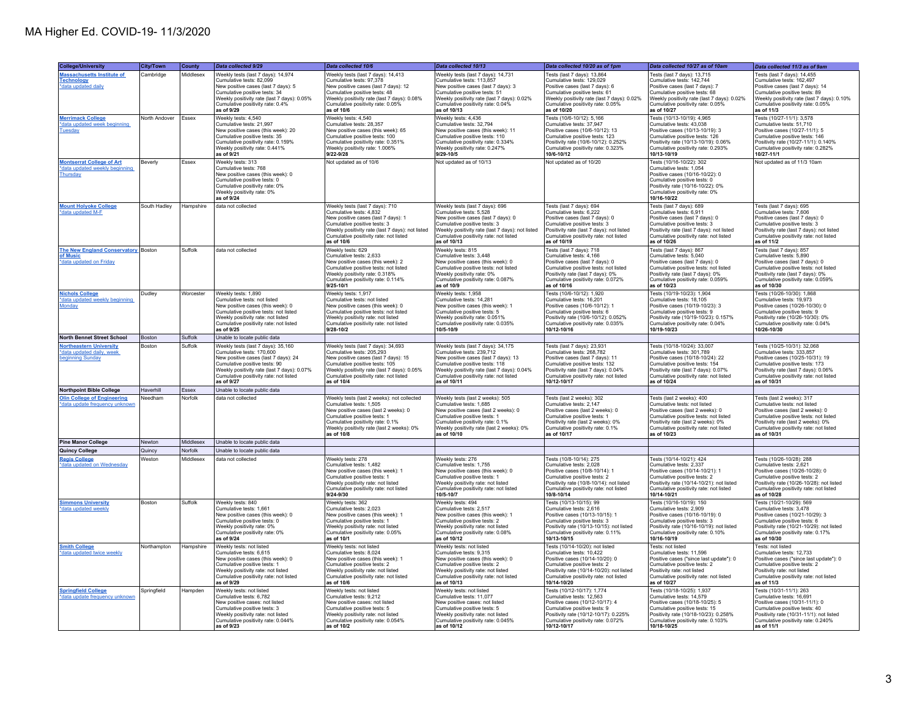# MA Higher Ed. COVID-19- 11/3/2020

| College/University | City/Town | County | Data collected 9/29 | Data collected 10/6 | Data collected 10/13 | Data collected 10/20 as of 1pm | Data collected 10/27 as of 10am | Data collected 11/3 as of 9am |
|---|---|---|---|---|---|---|---|---|
| Massachusetts Institute of Technology *data updated daily | Cambridge | Middlesex | Weekly tests (last 7 days): 14,974 Cumulative tests: 82,099 New positive cases (last 7 days): 5 Cumulative positive tests: 34 Weekly positivity rate (last 7 days): 0.05% Cumulative positivity rate: 0.4% **as of 9/29** | Weekly tests (last 7 days): 14,413 Cumulative tests: 97,378 New positive cases (last 7 days): 12 Cumulative positive tests: 48 Weekly positivity rate (last 7 days): 0.08% Cumulative positivity rate: 0.05% **as of 10/6** | Weekly tests (last 7 days): 14,731 Cumulative tests: 113,857 New positive cases (last 7 days): 3 Cumulative positive tests: 51 Weekly positivity rate (last 7 days): 0.02% Cumulative positivity rate: 0.04% **as of 10/13** | Tests (last 7 days): 13,864 Cumulative tests: 129,029 Positive cases (last 7 days): 6 Cumulative positive tests: 61 Weekly positivity rate (last 7 days): 0.02% Cumulative positivity rate: 0.05% **as of 10/20** | Tests (last 7 days): 13,715 Cumulative tests: 142,744 Positive cases (last 7 days): 7 Cumulative positive tests: 68 Weekly positivity rate (last 7 days): 0.02% Cumulative positivity rate: 0.05% **as of 10/27** | Tests (last 7 days): 14,455 Cumulative tests: 162,497 Positive cases (last 7 days): 14 Cumulative positive tests: 89 Weekly positivity rate (last 7 days): 0.10% Cumulative positivity rate: 0.05% **as of 11/3** |
| Merrimack College *data updated week beginning Tuesday | North Andover | Essex | Weekly tests: 4,540 Cumulative tests: 21,997 New positive cases (this week): 20 Cumulative positive tests: 35 Cumulative positivity rate: 0.159% Weekly positivity rate: 0.441% **as of 9/21** | Weekly tests: 4,540 Cumulative tests: 28,357 New positive cases (this week): 65 Cumulative positive tests: 100 Cumulative positivity rate: 0.351% Weekly positivity rate: 1.006% **9/22-9/28** | Weekly tests: 4,436 Cumulative tests: 32,794 New positive cases (this week): 11 Cumulative positive tests: 110 Cumulative positivity rate: 0.334% Weekly positivity rate: 0.247% **9/29-10/5** | Tests (10/6-10/12): 5,166 Cumulative tests: 37,947 Positive cases (10/6-10/12): 13 Cumulative positive tests: 123 Positivity rate (10/6-10/12): 0.252% Cumulative positivity rate: 0.323% **10/6-10/12** | Tests (10/13-10/19): 4,965 Cumulative tests: 43,038 Positive cases (10/13-10/19): 3 Cumulative positive tests: 126 Positivity rate (10/13-10/19): 0.06% Cumulative positivity rate: 0.293% **10/13-10/19** | Tests (10/27-11/1): 3,578 Cumulative tests: 51,710 Positive cases (10/27-11/1): 5 Cumulative positive tests: 146 Positivity rate (10/27-11/1): 0.140% Cumulative positivity rate: 0.282% **10/27-11/1** |
| Montserrat College of Art *data updated weekly beginning Thursday | Beverly | Essex | Weekly tests: 313 Cumulative tests: 768 New positive cases (this week): 0 Cumulative positive tests: 0 Cumulative positivity rate: 0% Weekly positivity rate: 0% **as of 9/24** | Not updated as of 10/6 | Not updated as of 10/13 | Not updated as of 10/20 | Tests (10/16-10/22): 302 Cumulative tests: 1,054 Positive cases (10/16-10/22): 0 Cumulative positive tests: 0 Positivity rate (10/16-10/22): 0% Cumulative positivity rate: 0% **10/16-10/22** | Not updated as of 11/3 10am |
| Mount Holyoke College *data updated M-F | South Hadley | Hampshire | data not collected | Weekly tests (last 7 days): 710 Cumulative tests: 4,832 New positive cases (last 7 days): 1 Cumulative positive tests: 3 Weekly positivity rate (last 7 days): not listed Cumulative positivity rate: not listed **as of 10/6** | Weekly tests (last 7 days): 696 Cumulative tests: 5,528 New positive cases (last 7 days): 0 Cumulative positive tests: 3 Weekly positivity rate (last 7 days): not listed Cumulative positivity rate: not listed **as of 10/13** | Tests (last 7 days): 694 Cumulative tests: 6,222 Positive cases (last 7 days): 0 Cumulative positive tests: 3 Positivity rate (last 7 days): not listed Cumulative positivity rate: not listed **as of 10/19** | Tests (last 7 days): 689 Cumulative tests: 6,911 Positive cases (last 7 days): 0 Cumulative positive tests: 3 Positivity rate (last 7 days): not listed Cumulative positivity rate: not listed **as of 10/26** | Tests (last 7 days): 695 Cumulative tests: 7,606 Positive cases (last 7 days): 0 Cumulative positive tests: 3 Positivity rate (last 7 days): not listed Cumulative positivity rate: not listed **as of 11/2** |
| The New England Conservatory of Music *data updated on Friday | Boston | Suffolk | data not collected | Weekly tests: 629 Cumulative tests: 2,633 New positive cases (this week): 2 Cumulative positive tests: not listed Weekly positivity rate: 0.318% Cumulative positivity rate: 0.114% **9/25-10/1** | Weekly tests: 815 Cumulative tests: 3,448 New positive cases (this week): 0 Cumulative positive tests: not listed Weekly positivity rate: 0% Cumulative positivity rate: 0.087% **as of 10/9** | Tests (last 7 days): 718 Cumulative tests: 4,166 Positive cases (last 7 days): 0 Cumulative positive tests: not listed Positivity rate (last 7 days): 0% Cumulative positivity rate: 0.072% **as of 10/16** | Tests (last 7 days): 867 Cumulative tests: 5,040 Positive cases (last 7 days): 0 Cumulative positive tests: not listed Positivity rate (last 7 days): 0% Cumulative positivity rate: 0.059% **as of 10/23** | Tests (last 7 days): 857 Cumulative tests: 5,890 Positive cases (last 7 days): 0 Cumulative positive tests: not listed Positivity rate (last 7 days): 0% Cumulative positivity rate: 0.059% **as of 10/30** |
| Nichols College *data updated weekly beginning Monday | Dudley | Worcester | Weekly tests: 1,890 Cumulative tests: not listed New positive cases (this week): 0 Cumulative positive tests: not listed Weekly positivity rate: not listed Cumulative positivity rate: not listed **as of 9/25** | Weekly tests: 1,917 Cumulative tests: not listed New positive cases (this week): 0 Cumulative positive tests: not listed Weekly positivity rate: not listed Cumulative positivity rate: not listed **9/28-10/2** | Weekly tests: 1,958 Cumulative tests: 14,281 New positive cases (this week): 1 Cumulative positive tests: 5 Weekly positivity rate: 0.051% Cumulative positivity rate: 0.035% **10/5-10/9** | Tests (10/6-10/12): 1,920 Cumulative tests: 16,201 Positive cases (10/6-10/12): 1 Cumulative positive tests: 6 Positivity rate (10/6-10/12): 0.052% Cumulative positivity rate: 0.035% **10/12-10/16** | Tests (10/19-10/23): 1,904 Cumulative tests: 18,105 Positive cases (10/19-10/23): 3 Cumulative positive tests: 9 Positivity rate (10/19-10/23): 0.157% Cumulative positivity rate: 0.04% **10/19-10/23** | Tests (10/26-10/30): 1,868 Cumulative tests: 19,973 Positive cases (10/26-10/30): 0 Cumulative positive tests: 9 Positivity rate (10/26-10/30): 0% Cumulative positivity rate: 0.04% **10/26-10/30** |
| **North Bennet Street School** | Boston | Suffolk | Unable to locate public data | | | | | |
| Northeastern University *data updated daily, week beginning Sunday | Boston | Suffolk | Weekly tests (last 7 days): 35,160 Cumulative tests: 170,600 New positive cases (last 7 days): 24 Cumulative positive tests: 90 Weekly positivity rate (last 7 days): 0.07% Cumulative positivity rate: not listed **as of 9/27** | Weekly tests (last 7 days): 34,693 Cumulative tests: 205,293 New positive cases (last 7 days): 15 Cumulative positive tests: 105 Weekly positivity rate (last 7 days): 0.05% Cumulative positivity rate: not listed **as of 10/4** | Weekly tests (last 7 days): 34,175 Cumulative tests: 239,712 New positive cases (last 7 days): 13 Cumulative positive tests: 118 Weekly positivity rate (last 7 days): 0.04% Cumulative positivity rate: not listed **as of 10/11** | Tests (last 7 days): 23,931 Cumulative tests: 268,782 Positive cases (last 7 days): 11 Cumulative positive tests: 132 Positivity rate (last 7 days): 0.04% Cumulative positivity rate: not listed **10/12-10/17** | Tests (10/18-10/24): 33,007 Cumulative tests: 301,789 Positive cases (10/18-10/24): 22 Cumulative positive tests: 154 Positivity rate (last 7 days): 0.07% Cumulative positivity rate: not listed **as of 10/24** | Tests (10/25-10/31): 32,068 Cumulative tests: 333,857 Positive cases (10/25-10/31): 19 Cumulative positive tests: 173 Positivity rate (last 7 days): 0.06% Cumulative positivity rate: not listed **as of 10/31** |
| **Northpoint Bible College** | Haverhill | Essex | Unable to locate public data | | | | | |
| Olin College of Engineering *data update frequency unknown | Needham | Norfolk | data not collected | Weekly tests (last 2 weeks): not collected Cumulative tests: 1,505 New positive cases (last 2 weeks): 0 Cumulative positive tests: 1 Cumulative positivity rate: 0.1% Weekly positivity rate (last 2 weeks): 0% **as of 10/8** | Weekly tests (last 2 weeks): 505 Cumulative tests: 1,685 New positive cases (last 2 weeks): 0 Cumulative positive tests: 1 Cumulative positivity rate: 0.1% Weekly positivity rate (last 2 weeks): 0% **as of 10/10** | Tests (last 2 weeks): 302 Cumulative tests: 2,147 Positive cases (last 2 weeks): 0 Cumulative positive tests: 1 Positivity rate (last 2 weeks): 0% Cumulative positivity rate: 0.1% **as of 10/17** | Tests (last 2 weeks): 400 Cumulative tests: not listed Positive cases (last 2 weeks): 0 Cumulative positive tests: not listed Positivity rate (last 2 weeks): 0% Cumulative positivity rate: not listed **as of 10/23** | Tests (last 2 weeks): 317 Cumulative tests: not listed Positive cases (last 2 weeks): 0 Cumulative positive tests: not listed Positivity rate (last 2 weeks): 0% Cumulative positivity rate: not listed **as of 10/31** |
| **Pine Manor College** | Newton | Middlesex | Unable to locate public data | | | | | |
| **Quincy College** | Quincy | Norfolk | Unable to locate public data | | | | | |
| Regis College *data updated on Wednesday | Weston | Middlesex | data not collected | Weekly tests: 278 Cumulative tests: 1,482 New positive cases (this week): 1 Cumulative positive tests: 1 Weekly positivity rate: not listed Cumulative positivity rate: not listed **9/24-9/30** | Weekly tests: 276 Cumulative tests: 1,755 New positive cases (this week): 0 Cumulative positive tests: 1 Weekly positivity rate: not listed Cumulative positivity rate: not listed **10/5-10/7** | Tests (10/8-10/14): 275 Cumulative tests: 2,028 Positive cases (10/8-10/14): 1 Cumulative positive tests: 2 Positivity rate (10/8-10/14): not listed Cumulative positivity rate: not listed **10/8-10/14** | Tests (10/14-10/21): 424 Cumulative tests: 2,337 Positive cases (10/14-10/21): 1 Cumulative positive tests: 2 Positivity rate (10/14-10/21): not listed Cumulative positivity rate: not listed **10/14-10/21** | Tests (10/26-10/28): 288 Cumulative tests: 2,621 Positive cases (10/26-10/28): 0 Cumulative positive tests: 2 Positivity rate (10/26-10/28): not listed Cumulative positivity rate: not listed **as of 10/28** |
| Simmons University *data updated weekly | Boston | Suffolk | Weekly tests: 840 Cumulative tests: 1,661 New positive cases (this week): 0 Cumulative positive tests: 0 Weekly positivity rate: 0% Cumulative positivity rate: 0% **as of 9/24** | Weekly tests: 362 Cumulative tests: 2,023 New positive cases (this week): 1 Cumulative positive tests: 1 Weekly positivity rate: not listed Cumulative positivity rate: 0.05% **as of 10/1** | Weekly tests: 494 Cumulative tests: 2,517 New positive cases (this week): 1 Cumulative positive tests: 2 Weekly positivity rate: not listed Cumulative positivity rate: 0.08% **as of 10/12** | Tests (10/13-10/15): 99 Cumulative tests: 2,616 Positive cases (10/13-10/15): 1 Cumulative positive tests: 3 Positivity rate (10/13-10/15): not listed Cumulative positivity rate: 0.11% **10/13-10/15** | Tests (10/16-10/19): 150 Cumulative tests: 2,909 Positive cases (10/16-10/19): 0 Cumulative positive tests: 3 Positivity rate (10/16-10/19): not listed Cumulative positivity rate: 0.10% **10/16-10/19** | Tests (10/21-10/29): 569 Cumulative tests: 3,478 Positive cases (10/21-10/29): 3 Cumulative positive tests: 6 Positivity rate (10/21-10/29): not listed Cumulative positivity rate: 0.17% **as of 10/30** |
| Smith College *data updated twice weekly | Northampton | Hampshire | Weekly tests: not listed Cumulative tests: 6,615 New positive cases (this week): 0 Cumulative positive tests: 1 Weekly positivity rate: not listed Cumulative positivity rate: not listed **as of 9/29** | Weekly tests: not listed Cumulative tests: 8,024 New positive cases (this week): 1 Cumulative positive tests: 2 Weekly positivity rate: not listed Cumulative positivity rate: not listed **as of 10/6** | Weekly tests: not listed Cumulative tests: 9,315 New positive cases (this week): 0 Cumulative positive tests: 2 Weekly positivity rate: not listed Cumulative positivity rate: not listed **as of 10/13** | Tests (10/14-10/20): not listed Cumulative tests: 10,422 Positive cases (10/14-10/20): 0 Cumulative positive tests: 2 Positivity rate (10/14-10/20): not listed Cumulative positivity rate: not listed **10/14-10/20** | Tests: not listed Cumulative tests: 11,596 Positive cases ("since last update"): 0 Cumulative positive tests: 2 Positivity rate: not listed Cumulative positivity rate: not listed **as of 10/27** | Tests: not listed Cumulative tests: 12,733 Positive cases ("since last update"): 0 Cumulative positive tests: 2 Positivity rate: not listed Cumulative positivity rate: not listed **as of 11/3** |
| Springfield College *data update frequency unknown | Springfield | Hampden | Weekly tests: not listed Cumulative tests: 6,782 New positive cases: not listed Cumulative positive tests: 3 Weekly positivity rate: not listed Cumulative positivity rate: 0.044% **as of 9/23** | Weekly tests: not listed Cumulative tests: 9,212 New positive cases: not listed Cumulative positive tests: 5 Weekly positivity rate: not listed Cumulative positivity rate: 0.054% **as of 10/2** | Weekly tests: not listed Cumulative tests: 11,077 New positive cases: not listed Cumulative positive tests: 5 Weekly positivity rate: not listed Cumulative positivity rate: 0.045% **as of 10/12** | Tests (10/12-10/17): 1,774 Cumulative tests: 12,563 Positive cases (10/12-10/17): 4 Cumulative positive tests: 9 Positivity rate (10/12-10/17): 0.225% Cumulative positivity rate: 0.072% **10/12-10/17** | Tests (10/18-10/25): 1,937 Cumulative tests: 14,579 Positive cases (10/18-10/25): 5 Cumulative positive tests: 15 Positivity rate (10/18-10/23): 0.258% Cumulative positivity rate: 0.103% **10/18-10/25** | Tests (10/31-11/1): 263 Cumulative tests: 16,691 Positive cases (10/31-11/1): 0 Cumulative positive tests: 40 Positivity rate (10/31-11/1): not listed Cumulative positivity rate: 0.240% **as of 11/1** |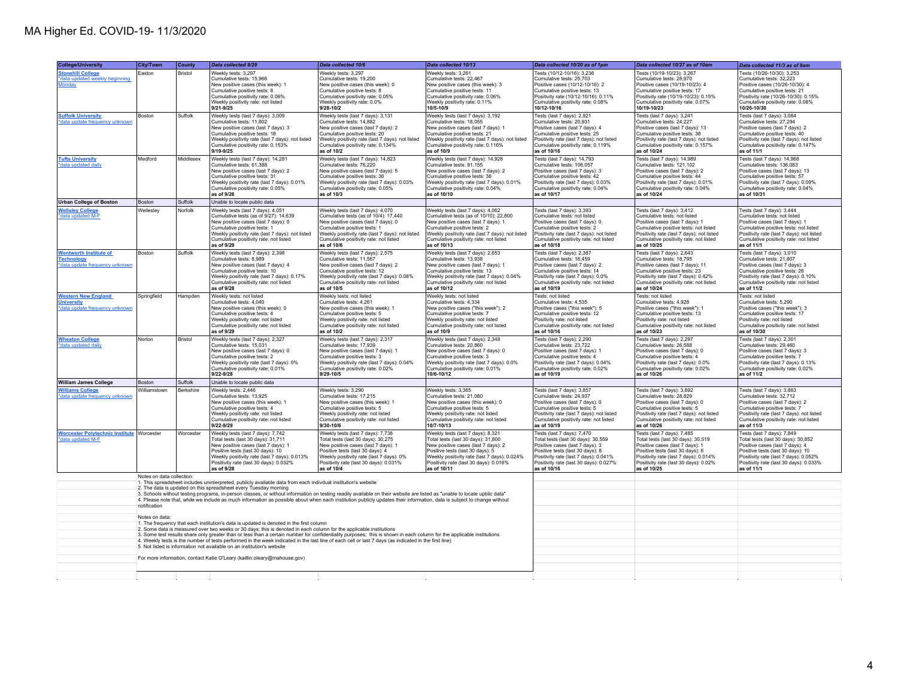# MA Higher Ed. COVID-19- 11/3/2020

| College/University | City/Town | County | Data collected 9/29 | Data collected 10/6 | Data collected 10/13 | Data collected 10/20 as of 1pm | Data collected 10/27 as of 10am | Data collected 11/3 as of 9am |
|---|---|---|---|---|---|---|---|---|
| Stonehill College *data updated weekly beginning Monday | Easton | Bristol | Weekly tests: 3,297<br>Cumulative tests: 15,966<br>New positive cases (this week): 1<br>Cumulative positive tests: 8<br>Cumulative positivity rate: 0.06%<br>Weekly positivity rate: not listed<br>9/21-9/25 | Weekly tests: 3,297<br>Cumulative tests: 19,200<br>New positive cases (this week): 0<br>Cumulative positive tests: 8<br>Cumulative positivity rate: 0.05%<br>Weekly positivity rate: 0.0%<br>9/28-10/2 | Weekly tests: 3,261<br>Cumulative tests: 22,467<br>New positive cases (this week): 3<br>Cumulative positive tests: 11<br>Cumulative positivity rate: 0.06%<br>Weekly positivity rate: 0.11%<br>10/5-10/9 | Tests (10/12-10/16): 3,236<br>Cumulative tests: 25,703<br>Positive cases (10/12-10/16): 2<br>Cumulative positive tests: 13<br>Positivity rate (10/12-10/16): 0.11%<br>Cumulative positivity rate: 0.08%<br>10/12-10/16 | Tests (10/19-10/23): 3,267<br>Cumulative tests: 28,970<br>Positive cases (10/19-10/23): 4<br>Cumulative positive tests: 17<br>Positivity rate (10/19-10/23): 0.15%<br>Cumulative positivity rate: 0.07%<br>10/19-10/23 | Tests (10/26-10/30): 3,253<br>Cumulative tests: 32,223<br>Positive cases (10/26-10/30): 4<br>Cumulative positive tests: 21<br>Positivity rate (10/26-10/30): 0.15%<br>Cumulative positivity rate: 0.08%<br>10/26-10/30 |
| Suffolk University *data update frequency unknown | Boston | Suffolk | Weekly tests (last 7 days): 3,009<br>Cumulative tests: 11,802<br>New positive cases (last 7 days): 3<br>Cumulative positive tests: 18<br>Weekly positivity rate (last 7 days): not listed<br>Cumulative positivity rate: 0.153%<br>9/19-9/25 | Weekly tests (last 7 days): 3,131<br>Cumulative tests: 14,882<br>New positive cases (last 7 days): 2<br>Cumulative positive tests: 20<br>Weekly positivity rate (last 7 days): not listed<br>Cumulative positivity rate: 0.134%<br>as of 10/2 | Weekly tests (last 7 days): 3,192<br>Cumulative tests: 18,055<br>New positive cases (last 7 days): 1<br>Cumulative positive tests: 21<br>Weekly positivity rate (last 7 days): not listed<br>Cumulative positivity rate: 0.116%<br>as of 10/9 | Tests (last 7 days): 2,921<br>Cumulative tests: 20,931<br>Positive cases (last 7 days): 4<br>Cumulative positive tests: 25<br>Positivity rate (last 7 days): not listed<br>Cumulative positivity rate: 0.119%<br>as of 10/16 | Tests (last 7 days): 3,241<br>Cumulative tests: 24,227<br>Positive cases (last 7 days): 13<br>Cumulative positive tests: 38<br>Positivity rate (last 7 days): not listed<br>Cumulative positivity rate: 0.157%<br>as of 10/24 | Tests (last 7 days): 3,084<br>Cumulative tests: 27,294<br>Positive cases (last 7 days): 2<br>Cumulative positive tests: 40<br>Positivity rate (last 7 days): not listed<br>Cumulative positivity rate: 0.147%<br>as of 11/1 |
| Tufts University *data updated daily | Medford | Middlesex | Weekly tests (last 7 days): 14,281<br>Cumulative tests: 61,388<br>New positive cases (last 7 days): 2<br>Cumulative positive tests: 31<br>Weekly positivity rate (last 7 days): 0.01%<br>Cumulative positivity rate: 0.05%<br>as of 9/26 | Weekly tests (last 7 days): 14,823<br>Cumulative tests: 76,220<br>New positive cases (last 7 days): 5<br>Cumulative positive tests: 36<br>Weekly positivity rate (last 7 days): 0.03%<br>Cumulative positivity rate: 0.05%<br>as of 10/3 | Weekly tests (last 7 days): 14,926<br>Cumulative tests: 91,155<br>New positive cases (last 7 days): 2<br>Cumulative positive tests: 38<br>Weekly positivity rate (last 7 days): 0.01%<br>Cumulative positivity rate: 0.04%<br>as of 10/10 | Tests (last 7 days): 14,793<br>Cumulative tests: 106,057<br>Positive cases (last 7 days): 3<br>Cumulative positive tests: 42<br>Positivity rate (last 7 days): 0.03%<br>Cumulative positivity rate: 0.04%<br>as of 10/17 | Tests (last 7 days): 14,989<br>Cumulative tests: 121,102<br>Positive cases (last 7 days): 2<br>Cumulative positive tests: 44<br>Positivity rate (last 7 days): 0.01%<br>Cumulative positivity rate: 0.04%<br>as of 10/24 | Tests (last 7 days): 14,968<br>Cumulative tests: 136,083<br>Positive cases (last 7 days): 13<br>Cumulative positive tests: 57<br>Positivity rate (last 7 days): 0.09%<br>Cumulative positivity rate: 0.04%<br>as of 10/31 |
| Urban College of Boston | Boston | Suffolk | Unable to locate public data | | | | | |
| Wellesley College *data updated M-F | Wellesley | Norfolk | Weekly tests (last 7 days): 4,051<br>Cumulative tests (as of 9/27): 14,639<br>New positive cases (last 7 days): 0<br>Cumulative positive tests: 1<br>Weekly positivity rate (last 7 days): not listed<br>Cumulative positivity rate: not listed<br>as of 9/29 | Weekly tests (last 7 days): 4,070<br>Cumulative tests (as of 10/4): 17,440<br>New positive cases (last 7 days): 0<br>Cumulative positive tests: 1<br>Weekly positivity rate (last 7 days): not listed<br>Cumulative positivity rate: not listed<br>as of 10/6 | Weekly tests (last 7 days): 4,062<br>Cumulative tests (as of 10/10): 22,800<br>New positive cases (last 7 days): 1<br>Cumulative positive tests: 2<br>Weekly positivity rate (last 7 days): not listed<br>Cumulative positivity rate: not listed<br>as of 10/13 | Tests (last 7 days): 3,393<br>Cumulative tests: not listed<br>Positive cases (last 7 days): 0<br>Cumulative positive tests: 2<br>Positivity rate (last 7 days): not listed<br>Cumulative positivity rate: not listed<br>as of 10/18 | Tests (last 7 days): 3,412<br>Cumulative tests: not listed<br>Positive cases (last 7 days): 1<br>Cumulative positive tests: not listed<br>Positivity rate (last 7 days): not listed<br>Cumulative positivity rate: not listed<br>as of 10/25 | Tests (last 7 days): 3,444<br>Cumulative tests: not listed<br>Positive cases (last 7 days): 1<br>Cumulative positive tests: not listed<br>Positivity rate (last 7 days): not listed<br>Cumulative positivity rate: not listed<br>as of 11/1 |
| Wentworth Institute of Technology *data update frequency unknown | Boston | Suffolk | Weekly tests (last 7 days): 2,398<br>Cumulative tests: 8,989<br>New positive cases (last 7 days): 4<br>Cumulative positive tests: 10<br>Weekly positivity rate (last 7 days): 0.17%<br>Cumulative positivity rate: not listed<br>as of 9/28 | Weekly tests (last 7 days): 2,575<br>Cumulative tests: 11,567<br>New positive cases (last 7 days): 2<br>Cumulative positive tests: 12<br>Weekly positivity rate (last 7 days): 0.08%<br>Cumulative positivity rate: not listed<br>as of 10/5 | Weekly tests (last 7 days): 2,653<br>Cumulative tests: 13,938<br>New positive cases (last 7 days): 1<br>Cumulative positive tests: 13<br>Weekly positivity rate (last 7 days): 0.04%<br>Cumulative positivity rate: not listed<br>as of 10/12 | Tests (last 7 days): 2,387<br>Cumulative tests: 16,459<br>Positive cases (last 7 days): 2<br>Cumulative positive tests: 14<br>Positivity rate (last 7 days): 0.0%<br>Cumulative positivity rate: not listed<br>as of 10/19 | Tests (last 7 days): 2,643<br>Cumulative tests: 18,795<br>Positive cases (last 7 days): 11<br>Cumulative positive tests: 23<br>Positivity rate (last 7 days): 0.42%<br>Cumulative positivity rate: not listed<br>as of 10/24 | Tests (last 7 days): 3,010<br>Cumulative tests: 21,807<br>Positive cases (last 7 days): 3<br>Cumulative positive tests: 26<br>Positivity rate (last 7 days): 0.10%<br>Cumulative positivity rate: not listed<br>as of 11/2 |
| Western New England University *data update frequency unknown | Springfield | Hampden | Weekly tests: not listed<br>Cumulative tests: 4,040<br>New positive cases (this week): 0<br>Cumulative positive tests: 4<br>Weekly positivity rate: not listed<br>Cumulative positivity rate: not listed<br>as of 9/29 | Weekly tests: not listed<br>Cumulative tests: 4,261<br>New positive cases (this week): 1<br>Cumulative positive tests: 5<br>Weekly positivity rate: not listed<br>Cumulative positivity rate: not listed<br>as of 10/2 | Weekly tests: not listed<br>Cumulative tests: 4,334<br>New positive cases ("this week"): 2<br>Cumulative positive tests: 7<br>Weekly positivity rate: not listed<br>Cumulative positivity rate: not listed<br>as of 10/9 | Tests: not listed<br>Cumulative tests: 4,535<br>Positive cases ("this week"): 5<br>Cumulative positive tests: 12<br>Positivity rate: not listed<br>Cumulative positivity rate: not listed<br>as of 10/16 | Tests: not listed<br>Cumulative tests: 4,928<br>Positive cases ("this week"): 1<br>Cumulative positive tests: 13<br>Positivity rate: not listed<br>Cumulative positivity rate: not listed<br>as of 10/23 | Tests: not listed<br>Cumulative tests: 5,290<br>Positive cases ("this week"): 3<br>Cumulative positive tests: 17<br>Positivity rate: not listed<br>Cumulative positivity rate: not listed<br>as of 10/30 |
| Wheaton College *data updated daily | Norton | Bristol | Weekly tests (last 7 days): 2,327<br>Cumulative tests: 15,031<br>New positive cases (last 7 days): 0<br>Cumulative positive tests: 2<br>Weekly positivity rate (last 7 days): 0%<br>Cumulative positivity rate: 0.01%<br>9/22-9/28 | Weekly tests (last 7 days): 2,317<br>Cumulative tests: 17,939<br>New positive cases (last 7 days): 1<br>Cumulative positive tests: 3<br>Weekly positivity rate (last 7 days): 0.04%<br>Cumulative positivity rate: 0.02%<br>9/29-10/5 | Weekly tests (last 7 days): 2,348<br>Cumulative tests: 20,860<br>New positive cases (last 7 days): 0<br>Cumulative positive tests: 3<br>Weekly positivity rate (last 7 days): 0.0%<br>Cumulative positivity rate: 0.01%<br>10/6-10/12 | Tests (last 7 days): 2,290<br>Cumulative tests: 23,722<br>Positive cases (last 7 days): 1<br>Cumulative positive tests: 4<br>Positivity rate (last 7 days): 0.04%<br>Cumulative positivity rate: 0.02%<br>as of 10/19 | Tests (last 7 days): 2,297<br>Cumulative tests: 26,588<br>Positive cases (last 7 days): 0<br>Cumulative positive tests: 4<br>Positivity rate (last 7 days): 0.0%<br>Cumulative positivity rate: 0.02%<br>as of 10/26 | Tests (last 7 days): 2,301<br>Cumulative tests: 29,460<br>Positive cases (last 7 days): 3<br>Cumulative positive tests: 7<br>Positivity rate (last 7 days): 0.13%<br>Cumulative positivity rate: 0.02%<br>as of 11/2 |
| William James College | Boston | Suffolk | Unable to locate public data | | | | | |
| Williams College *data update frequency unknown | Williamstown | Berkshire | Weekly tests: 2,446<br>Cumulative tests: 13,925<br>New positive cases (this week): 1<br>Cumulative positive tests: 4<br>Weekly positivity rate: not listed<br>Cumulative positivity rate: not listed<br>9/22-9/29 | Weekly tests: 3,290<br>Cumulative tests: 17,215<br>New positive cases (this week): 1<br>Cumulative positive tests: 5<br>Weekly positivity rate: not listed<br>Cumulative positivity rate: not listed<br>9/30-10/6 | Weekly tests: 3,365<br>Cumulative tests: 21,080<br>New positive cases (this week): 0<br>Cumulative positive tests: 5<br>Weekly positivity rate: not listed<br>Cumulative positivity rate: not listed<br>10/7-10/13 | Tests (last 7 days): 3,857<br>Cumulative tests: 24,937<br>Positive cases (last 7 days): 0<br>Cumulative positive tests: 5<br>Positivity rate (last 7 days): not listed<br>Cumulative positivity rate: not listed<br>as of 10/19 | Tests (last 7 days): 3,892<br>Cumulative tests: 28,829<br>Positive cases (last 7 days): 0<br>Cumulative positive tests: 5<br>Positivity rate (last 7 days): not listed<br>Cumulative positivity rate: not listed<br>as of 10/26 | Tests (last 7 days): 3,883<br>Cumulative tests: 32,712<br>Positive cases (last 7 days): 2<br>Cumulative positive tests: 7<br>Positivity rate (last 7 days): not listed<br>Cumulative positivity rate: not listed<br>as of 11/3 |
| Worcester Polytechnic Institute *data updated M-F | Worcester | Worcester | Weekly tests (last 7 days): 7,742<br>Total tests (last 30 days): 31,711<br>New positive cases (last 7 days): 1<br>Positive tests (last 30 days): 10<br>Weekly positivity rate (last 7 days): 0.013%<br>Positivity rate (last 30 days): 0.032%<br>as of 9/28 | Weekly tests (last 7 days): 7,738<br>Total tests (last 30 days): 30,275<br>New positive cases (last 7 days): 1<br>Positive tests (last 30 days): 4<br>Weekly positivity rate (last 7 days): 0%<br>Positivity rate (last 30 days): 0.031%<br>as of 10/4 | Weekly tests (last 7 days): 8,321<br>Total tests (last 30 days): 31,800<br>New positive cases (last 7 days): 2<br>Positive tests (last 30 days): 5<br>Weekly positivity rate (last 7 days): 0.024%<br>Positivity rate (last 30 days): 0.016%<br>as of 10/11 | Tests (last 7 days): 7,470<br>Total tests (last 30 days): 30,559<br>Positive cases (last 7 days): 3<br>Positive tests (last 30 days): 8<br>Positivity rate (last 7 days): 0.041%<br>Positivity rate (last 30 days): 0.027%<br>as of 10/16 | Tests (last 7 days): 7,485<br>Total tests (last 30 days): 30,519<br>Positive cases (last 7 days): 1<br>Positive tests (last 30 days): 6<br>Positivity rate (last 7 days): 0.014%<br>Positivity rate (last 30 days): 0.02%<br>as of 10/25 | Tests (last 7 days): 7,849<br>Total tests (last 30 days): 30,852<br>Positive cases (last 7 days): 4<br>Positive tests (last 30 days): 10<br>Positivity rate (last 7 days): 0.052%<br>Positivity rate (last 30 days): 0.033%<br>as of 11/1 |

Notes on data collection:
1. This spreadsheet includes uninterpreted, publicly available data from each indivdual institution's website
2. The data is updated on this spreadsheet every Tuesday morning
3. Schools without testing programs, in-person classes, or without information on testing readily available on their website are listed as "unable to locate public data"
4. Please note that, while we include as much information as possible about when each institution publicly updates their information, data is subject to change without notification

Notes on data:
1. The frequency that each institution's data is updated is denoted in the first column
2. Some data is measured over two weeks or 30 days; this is denoted in each column for the applicable institutions
3. Some test results share only greater than or less than a certain number for confidentiality purposes; this is shown in each column for the applicable institutions
4. Weekly tests is the number of tests performed in the week indicated in the last line of each cell or last 7 days (as indicated in the first line)
5. Not listed is information not available on an institution's website

For more information, contact Katie O'Leary (kaitlin.oleary@mahouse.gov)